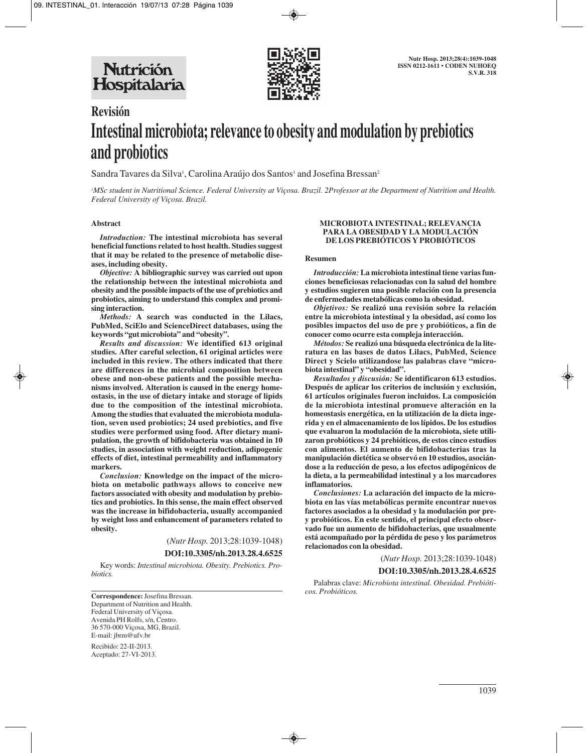Revisión

# Intestinal microbiota; relevance to obesity and modulation by prebiotics and probiotics

Sandra Tavares da Silva[1], Carolina Araújo dos Santos[1] and Josefina Bressan[2]

[1]MSc student in Nutritional Science. Federal University at Viçosa. Brazil. 2Professor at the Department of Nutrition and Health. Federal University of Viçosa. Brazil.

## Abstract

*Introduction:* **The intestinal microbiota has several beneficial functions related to host health. Studies suggest that it may be related to the presence of metabolic diseases, including obesity.**

*Objective:* **A bibliographic survey was carried out upon the relationship between the intestinal microbiota and obesity and the possible impacts of the use of prebiotics and probiotics, aiming to understand this complex and promising interaction.**

*Methods:* **A search was conducted in the Lilacs, PubMed, SciElo and ScienceDirect databases, using the keywords "gut microbiota" and "obesity".**

*Results and discussion:* **We identified 613 original studies. After careful selection, 61 original articles were included in this review. The others indicated that there are differences in the microbial composition between obese and non-obese patients and the possible mechanisms involved. Alteration is caused in the energy homeostasis, in the use of dietary intake and storage of lipids due to the composition of the intestinal microbiota. Among the studies that evaluated the microbiota modulation, seven used probiotics; 24 used prebiotics, and five studies were performed using food. After dietary manipulation, the growth of bifidobacteria was obtained in 10 studies, in association with weight reduction, adipogenic effects of diet, intestinal permeability and inflammatory markers.**

*Conclusion:* **Knowledge on the impact of the microbiota on metabolic pathways allows to conceive new factors associated with obesity and modulation by prebiotics and probiotics. In this sense, the main effect observed was the increase in bifidobacteria, usually accompanied by weight loss and enhancement of parameters related to obesity.**

(*Nutr Hosp.* 2013;28:1039-1048)

**DOI:10.3305/nh.2013.28.4.6525**

Key words: *Intestinal microbiota. Obesity. Prebiotics. Probiotics.*

**Correspondence:** Josefina Bressan.
Department of Nutrition and Health.
Federal University of Viçosa.
Avenida PH Rolfs, s/n, Centro.
36 570-000 Viçosa, MG, Brazil.
E-mail: jbrm@ufv.br

Recibido: 22-II-2013.
Aceptado: 27-VI-2013.

## MICROBIOTA INTESTINAL; RELEVANCIA PARA LA OBESIDAD Y LA MODULACIÓN DE LOS PREBIÓTICOS Y PROBIÓTICOS

### Resumen

*Introducción:* **La microbiota intestinal tiene varias funciones beneficiosas relacionadas con la salud del hombre y estudios sugieren una posible relación con la presencia de enfermedades metabólicas como la obesidad.**

*Objetivos:* **Se realizó una revisión sobre la relación entre la microbiota intestinal y la obesidad, así como los posibles impactos del uso de pre y probióticos, a fin de conocer como ocurre esta compleja interacción.**

*Métodos:* **Se realizó una búsqueda electrónica de la literatura en las bases de datos Lilacs, PubMed, Science Direct y Scielo utilizandose las palabras clave "microbiota intestinal" y "obesidad".**

*Resultados y discusión:* **Se identificaron 613 estudios. Después de aplicar los criterios de inclusión y exclusión, 61 artículos originales fueron incluidos. La composición de la microbiota intestinal promueve alteración en la homeostasis energética, en la utilización de la dieta ingerida y en el almacenamiento de los lípidos. De los estudios que evaluaron la modulación de la microbiota, siete utilizaron probióticos y 24 prebióticos, de estos cinco estudios con alimentos. El aumento de bifidobacterias tras la manipulación dietética se observó en 10 estudios, asociándose a la reducción de peso, a los efectos adipogénicos de la dieta, a la permeabilidad intestinal y a los marcadores inflamatorios.**

*Conclusiones:* **La aclaración del impacto de la microbiota en las vías metabólicas permite encontrar nuevos factores asociados a la obesidad y la modulación por pre- y probióticos. En este sentido, el principal efecto observado fue un aumento de bifidobacterias, que usualmente está acompañado por la pérdida de peso y los parámetros relacionados con la obesidad.**

(*Nutr Hosp.* 2013;28:1039-1048)

**DOI:10.3305/nh.2013.28.4.6525**

Palabras clave: *Microbiota intestinal. Obesidad. Prebióticos. Probióticos.*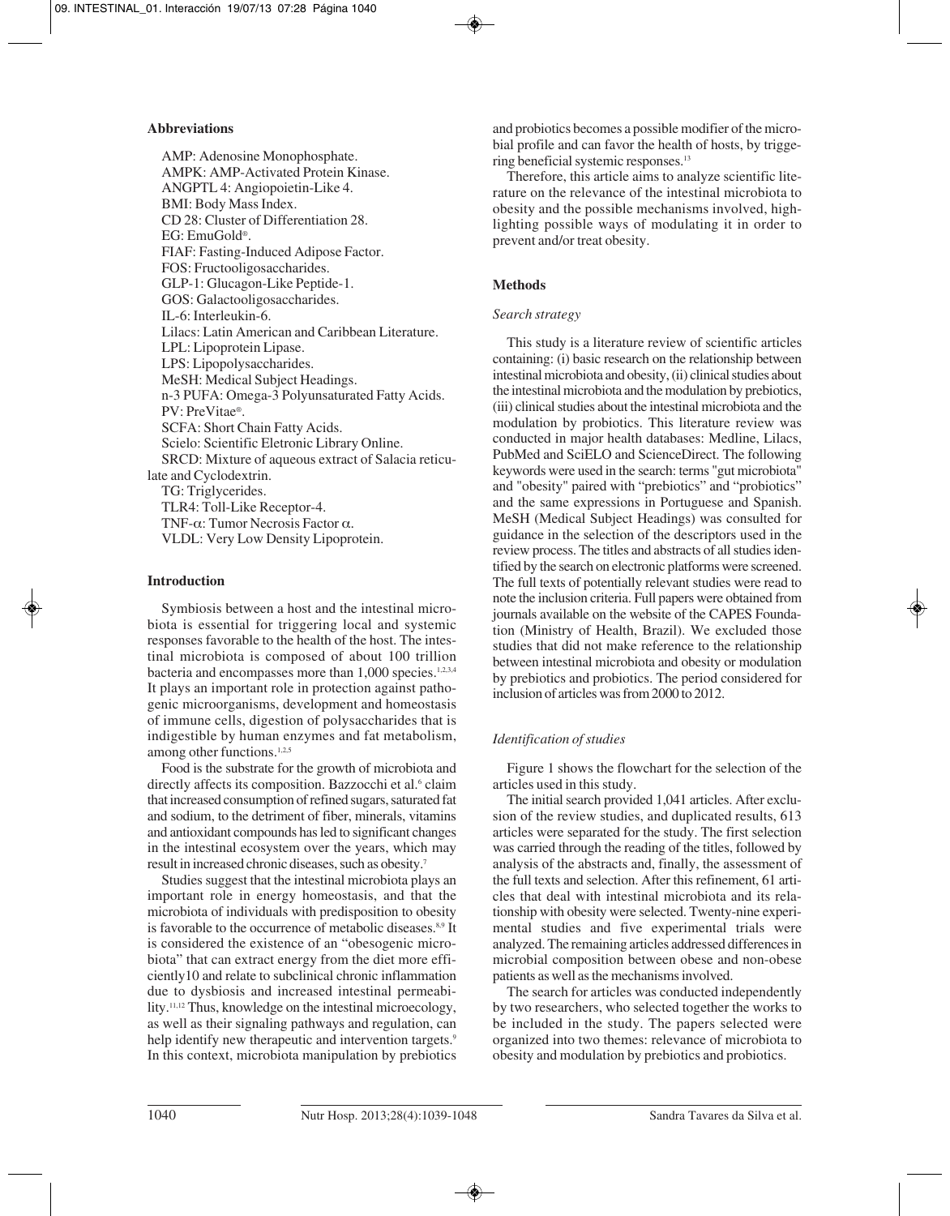### Abbreviations

AMP: Adenosine Monophosphate.
AMPK: AMP-Activated Protein Kinase.
ANGPTL 4: Angiopoietin-Like 4.
BMI: Body Mass Index.
CD 28: Cluster of Differentiation 28.
EG: EmuGold®.
FIAF: Fasting-Induced Adipose Factor.
FOS: Fructooligosaccharides.
GLP-1: Glucagon-Like Peptide-1.
GOS: Galactooligosaccharides.
IL-6: Interleukin-6.
Lilacs: Latin American and Caribbean Literature.
LPL: Lipoprotein Lipase.
LPS: Lipopolysaccharides.
MeSH: Medical Subject Headings.
n-3 PUFA: Omega-3 Polyunsaturated Fatty Acids.
PV: PreVitae®.
SCFA: Short Chain Fatty Acids.
Scielo: Scientific Eletronic Library Online.
SRCD: Mixture of aqueous extract of Salacia reticulate and Cyclodextrin.
TG: Triglycerides.
TLR4: Toll-Like Receptor-4.
TNF-α: Tumor Necrosis Factor α.
VLDL: Very Low Density Lipoprotein.

### Introduction

Symbiosis between a host and the intestinal microbiota is essential for triggering local and systemic responses favorable to the health of the host. The intestinal microbiota is composed of about 100 trillion bacteria and encompasses more than 1,000 species.[1,2,3,4] It plays an important role in protection against pathogenic microorganisms, development and homeostasis of immune cells, digestion of polysaccharides that is indigestible by human enzymes and fat metabolism, among other functions.[1,2,5]

Food is the substrate for the growth of microbiota and directly affects its composition. Bazzocchi et al.[6] claim that increased consumption of refined sugars, saturated fat and sodium, to the detriment of fiber, minerals, vitamins and antioxidant compounds has led to significant changes in the intestinal ecosystem over the years, which may result in increased chronic diseases, such as obesity.[7]

Studies suggest that the intestinal microbiota plays an important role in energy homeostasis, and that the microbiota of individuals with predisposition to obesity is favorable to the occurrence of metabolic diseases.[8,9] It is considered the existence of an "obesogenic microbiota" that can extract energy from the diet more efficiently10 and relate to subclinical chronic inflammation due to dysbiosis and increased intestinal permeability.[11,12] Thus, knowledge on the intestinal microecology, as well as their signaling pathways and regulation, can help identify new therapeutic and intervention targets.[9] In this context, microbiota manipulation by prebiotics and probiotics becomes a possible modifier of the microbial profile and can favor the health of hosts, by triggering beneficial systemic responses.[13]

Therefore, this article aims to analyze scientific literature on the relevance of the intestinal microbiota to obesity and the possible mechanisms involved, highlighting possible ways of modulating it in order to prevent and/or treat obesity.

### Methods

#### *Search strategy*

This study is a literature review of scientific articles containing: (i) basic research on the relationship between intestinal microbiota and obesity, (ii) clinical studies about the intestinal microbiota and the modulation by prebiotics, (iii) clinical studies about the intestinal microbiota and the modulation by probiotics. This literature review was conducted in major health databases: Medline, Lilacs, PubMed and SciELO and ScienceDirect. The following keywords were used in the search: terms "gut microbiota" and "obesity" paired with "prebiotics" and "probiotics" and the same expressions in Portuguese and Spanish. MeSH (Medical Subject Headings) was consulted for guidance in the selection of the descriptors used in the review process. The titles and abstracts of all studies identified by the search on electronic platforms were screened. The full texts of potentially relevant studies were read to note the inclusion criteria. Full papers were obtained from journals available on the website of the CAPES Foundation (Ministry of Health, Brazil). We excluded those studies that did not make reference to the relationship between intestinal microbiota and obesity or modulation by prebiotics and probiotics. The period considered for inclusion of articles was from 2000 to 2012.

#### *Identification of studies*

Figure 1 shows the flowchart for the selection of the articles used in this study.

The initial search provided 1,041 articles. After exclusion of the review studies, and duplicated results, 613 articles were separated for the study. The first selection was carried through the reading of the titles, followed by analysis of the abstracts and, finally, the assessment of the full texts and selection. After this refinement, 61 articles that deal with intestinal microbiota and its relationship with obesity were selected. Twenty-nine experimental studies and five experimental trials were analyzed. The remaining articles addressed differences in microbial composition between obese and non-obese patients as well as the mechanisms involved.

The search for articles was conducted independently by two researchers, who selected together the works to be included in the study. The papers selected were organized into two themes: relevance of microbiota to obesity and modulation by prebiotics and probiotics.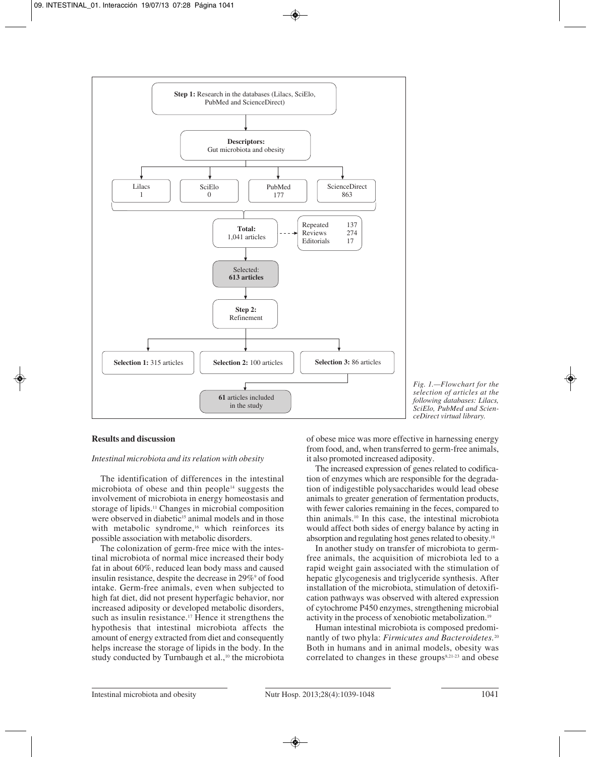**Step 1:** Research in the databases (Lilacs, SciElo, PubMed and ScienceDirect)

**Descriptors:** Gut microbiota and obesity

| Lilacs | SciElo | PubMed | ScienceDirect |
|---|---|---|---|
| 1 | 0 | 177 | 863 |

**Total:** 1,041 articles

| | |
|---|---|
| Repeated | 137 |
| Reviews | 274 |
| Editorials | 17 |

Selected: **613 articles**

**Step 2:** Refinement

**Selection 1:** 315 articles

**Selection 2:** 100 articles

**Selection 3:** 86 articles

**61** articles included in the study

*Fig. 1.—Flowchart for the selection of articles at the following databases: Lilacs, SciElo, PubMed and ScienceDirect virtual library.*

## Results and discussion

### *Intestinal microbiota and its relation with obesity*

The identification of differences in the intestinal microbiota of obese and thin people[14] suggests the involvement of microbiota in energy homeostasis and storage of lipids.[11] Changes in microbial composition were observed in diabetic[15] animal models and in those with metabolic syndrome,[16] which reinforces its possible association with metabolic disorders.

The colonization of germ-free mice with the intestinal microbiota of normal mice increased their body fat in about 60%, reduced lean body mass and caused insulin resistance, despite the decrease in 29%[9] of food intake. Germ-free animals, even when subjected to high fat diet, did not present hyperfagic behavior, nor increased adiposity or developed metabolic disorders, such as insulin resistance.[17] Hence it strengthens the hypothesis that intestinal microbiota affects the amount of energy extracted from diet and consequently helps increase the storage of lipids in the body. In the study conducted by Turnbaugh et al.,[10] the microbiota of obese mice was more effective in harnessing energy from food, and, when transferred to germ-free animals, it also promoted increased adiposity.

The increased expression of genes related to codification of enzymes which are responsible for the degradation of indigestible polysaccharides would lead obese animals to greater generation of fermentation products, with fewer calories remaining in the feces, compared to thin animals.[10] In this case, the intestinal microbiota would affect both sides of energy balance by acting in absorption and regulating host genes related to obesity.[18]

In another study on transfer of microbiota to germ-free animals, the acquisition of microbiota led to a rapid weight gain associated with the stimulation of hepatic glycogenesis and triglyceride synthesis. After installation of the microbiota, stimulation of detoxification pathways was observed with altered expression of cytochrome P450 enzymes, strengthening microbial activity in the process of xenobiotic metabolization.[19]

Human intestinal microbiota is composed predominantly of two phyla: *Firmicutes and Bacteroidetes*.[20] Both in humans and in animal models, obesity was correlated to changes in these groups[8,21-23] and obese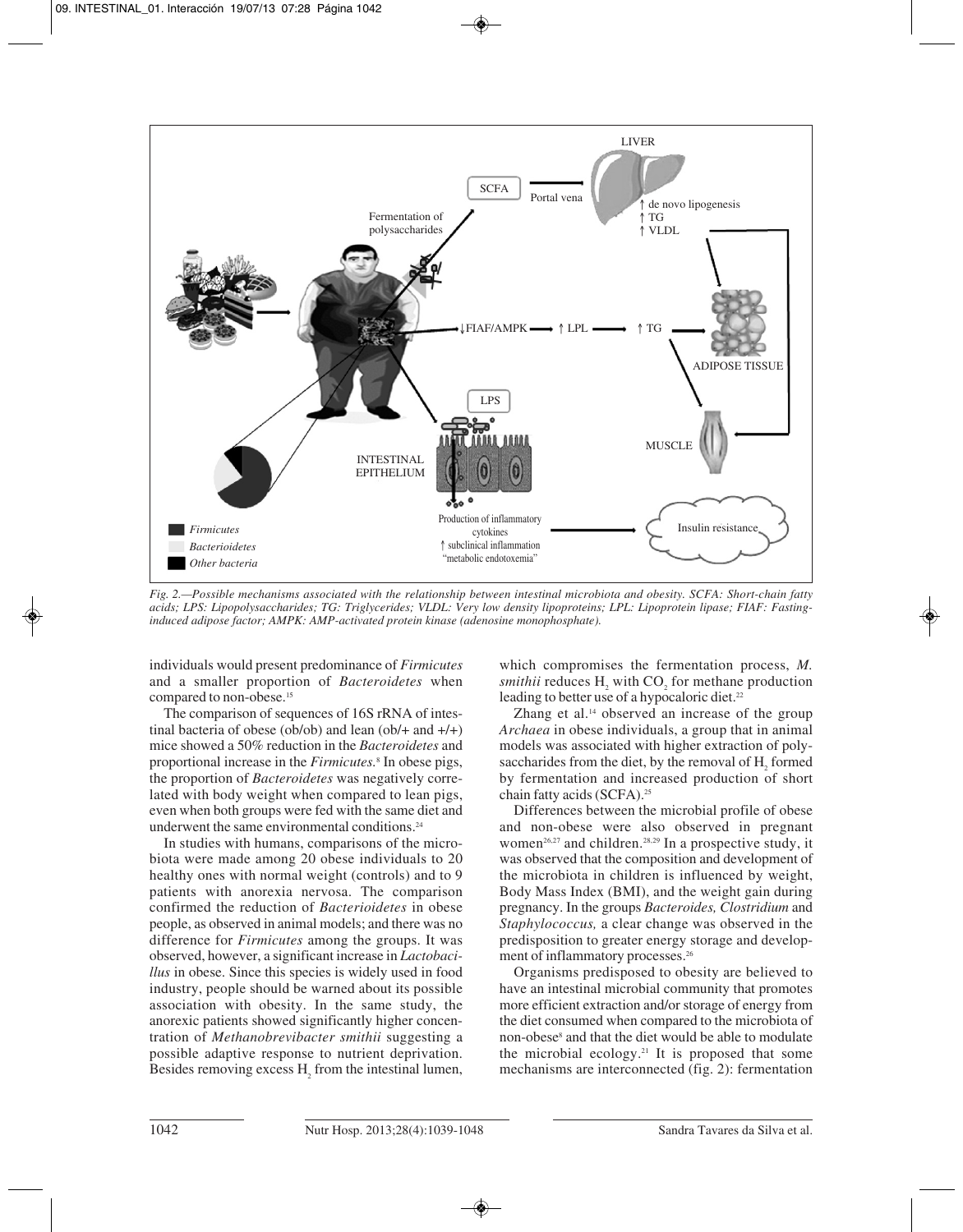*Fig. 2.—Possible mechanisms associated with the relationship between intestinal microbiota and obesity. SCFA: Short-chain fatty acids; LPS: Lipopolysaccharides; TG: Triglycerides; VLDL: Very low density lipoproteins; LPL: Lipoprotein lipase; FIAF: Fasting-induced adipose factor; AMPK: AMP-activated protein kinase (adenosine monophosphate).*

individuals would present predominance of *Firmicutes* and a smaller proportion of *Bacteroidetes* when compared to non-obese.[15]

The comparison of sequences of 16S rRNA of intestinal bacteria of obese (ob/ob) and lean (ob/+ and +/+) mice showed a 50% reduction in the *Bacteroidetes* and proportional increase in the *Firmicutes*.[8] In obese pigs, the proportion of *Bacteroidetes* was negatively correlated with body weight when compared to lean pigs, even when both groups were fed with the same diet and underwent the same environmental conditions.[24]

In studies with humans, comparisons of the microbiota were made among 20 obese individuals to 20 healthy ones with normal weight (controls) and to 9 patients with anorexia nervosa. The comparison confirmed the reduction of *Bacterioidetes* in obese people, as observed in animal models; and there was no difference for *Firmicutes* among the groups. It was observed, however, a significant increase in *Lactobacillus* in obese. Since this species is widely used in food industry, people should be warned about its possible association with obesity. In the same study, the anorexic patients showed significantly higher concentration of *Methanobrevibacter smithii* suggesting a possible adaptive response to nutrient deprivation. Besides removing excess $H_2$ from the intestinal lumen, which compromises the fermentation process, *M. smithii* reduces $H_2$ with $CO_2$ for methane production leading to better use of a hypocaloric diet.[22]

Zhang et al.[14] observed an increase of the group *Archaea* in obese individuals, a group that in animal models was associated with higher extraction of polysaccharides from the diet, by the removal of $H_2$ formed by fermentation and increased production of short chain fatty acids (SCFA).[25]

Differences between the microbial profile of obese and non-obese were also observed in pregnant women[26,27] and children.[28,29] In a prospective study, it was observed that the composition and development of the microbiota in children is influenced by weight, Body Mass Index (BMI), and the weight gain during pregnancy. In the groups *Bacteroides, Clostridium* and *Staphylococcus,* a clear change was observed in the predisposition to greater energy storage and development of inflammatory processes.[26]

Organisms predisposed to obesity are believed to have an intestinal microbial community that promotes more efficient extraction and/or storage of energy from the diet consumed when compared to the microbiota of non-obese[8] and that the diet would be able to modulate the microbial ecology.[21] It is proposed that some mechanisms are interconnected (fig. 2): fermentation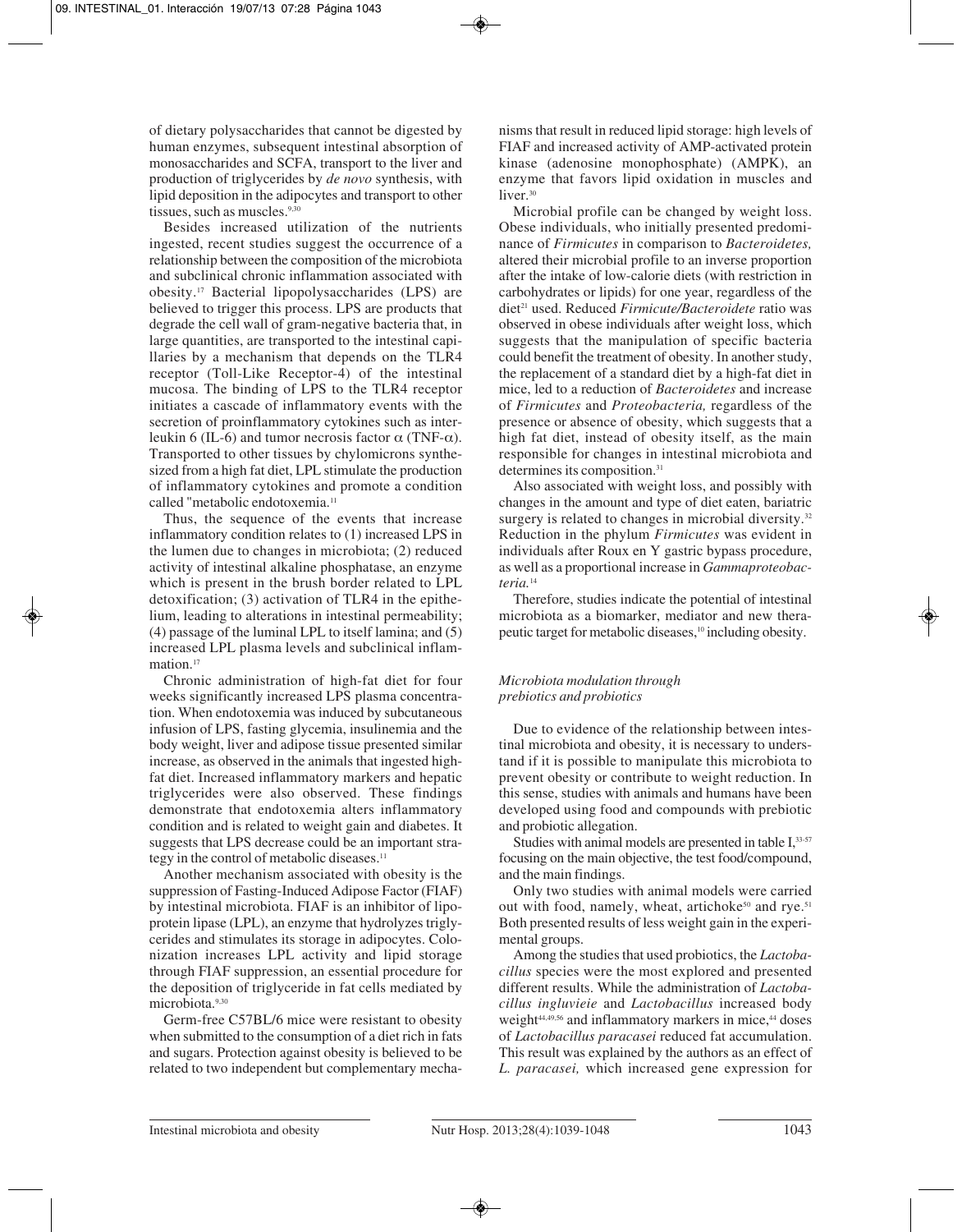of dietary polysaccharides that cannot be digested by human enzymes, subsequent intestinal absorption of monosaccharides and SCFA, transport to the liver and production of triglycerides by *de novo* synthesis, with lipid deposition in the adipocytes and transport to other tissues, such as muscles.[9,30]

Besides increased utilization of the nutrients ingested, recent studies suggest the occurrence of a relationship between the composition of the microbiota and subclinical chronic inflammation associated with obesity.[17] Bacterial lipopolysaccharides (LPS) are believed to trigger this process. LPS are products that degrade the cell wall of gram-negative bacteria that, in large quantities, are transported to the intestinal capillaries by a mechanism that depends on the TLR4 receptor (Toll-Like Receptor-4) of the intestinal mucosa. The binding of LPS to the TLR4 receptor initiates a cascade of inflammatory events with the secretion of proinflammatory cytokines such as interleukin 6 (IL-6) and tumor necrosis factor $\alpha$ (TNF-$\alpha$). Transported to other tissues by chylomicrons synthesized from a high fat diet, LPL stimulate the production of inflammatory cytokines and promote a condition called "metabolic endotoxemia.[11]

Thus, the sequence of the events that increase inflammatory condition relates to (1) increased LPS in the lumen due to changes in microbiota; (2) reduced activity of intestinal alkaline phosphatase, an enzyme which is present in the brush border related to LPL detoxification; (3) activation of TLR4 in the epithelium, leading to alterations in intestinal permeability; (4) passage of the luminal LPL to itself lamina; and (5) increased LPL plasma levels and subclinical inflammation.[17]

Chronic administration of high-fat diet for four weeks significantly increased LPS plasma concentration. When endotoxemia was induced by subcutaneous infusion of LPS, fasting glycemia, insulinemia and the body weight, liver and adipose tissue presented similar increase, as observed in the animals that ingested high-fat diet. Increased inflammatory markers and hepatic triglycerides were also observed. These findings demonstrate that endotoxemia alters inflammatory condition and is related to weight gain and diabetes. It suggests that LPS decrease could be an important strategy in the control of metabolic diseases.[11]

Another mechanism associated with obesity is the suppression of Fasting-Induced Adipose Factor (FIAF) by intestinal microbiota. FIAF is an inhibitor of lipoprotein lipase (LPL), an enzyme that hydrolyzes triglycerides and stimulates its storage in adipocytes. Colonization increases LPL activity and lipid storage through FIAF suppression, an essential procedure for the deposition of triglyceride in fat cells mediated by microbiota.[9,30]

Germ-free C57BL/6 mice were resistant to obesity when submitted to the consumption of a diet rich in fats and sugars. Protection against obesity is believed to be related to two independent but complementary mechanisms that result in reduced lipid storage: high levels of FIAF and increased activity of AMP-activated protein kinase (adenosine monophosphate) (AMPK), an enzyme that favors lipid oxidation in muscles and liver.[30]

Microbial profile can be changed by weight loss. Obese individuals, who initially presented predominance of *Firmicutes* in comparison to *Bacteroidetes,* altered their microbial profile to an inverse proportion after the intake of low-calorie diets (with restriction in carbohydrates or lipids) for one year, regardless of the diet[21] used. Reduced *Firmicute/Bacteroidete* ratio was observed in obese individuals after weight loss, which suggests that the manipulation of specific bacteria could benefit the treatment of obesity. In another study, the replacement of a standard diet by a high-fat diet in mice, led to a reduction of *Bacteroidetes* and increase of *Firmicutes* and *Proteobacteria,* regardless of the presence or absence of obesity, which suggests that a high fat diet, instead of obesity itself, as the main responsible for changes in intestinal microbiota and determines its composition.[31]

Also associated with weight loss, and possibly with changes in the amount and type of diet eaten, bariatric surgery is related to changes in microbial diversity.[32] Reduction in the phylum *Firmicutes* was evident in individuals after Roux en Y gastric bypass procedure, as well as a proportional increase in *Gammaproteobacteria.*[14]

Therefore, studies indicate the potential of intestinal microbiota as a biomarker, mediator and new therapeutic target for metabolic diseases,[10] including obesity.

### *Microbiota modulation through prebiotics and probiotics*

Due to evidence of the relationship between intestinal microbiota and obesity, it is necessary to understand if it is possible to manipulate this microbiota to prevent obesity or contribute to weight reduction. In this sense, studies with animals and humans have been developed using food and compounds with prebiotic and probiotic allegation.

Studies with animal models are presented in table I,[33-57] focusing on the main objective, the test food/compound, and the main findings.

Only two studies with animal models were carried out with food, namely, wheat, artichoke[50] and rye.[51] Both presented results of less weight gain in the experimental groups.

Among the studies that used probiotics, the *Lactobacillus* species were the most explored and presented different results. While the administration of *Lactobacillus ingluvieie* and *Lactobacillus* increased body weight[44,49,56] and inflammatory markers in mice,[44] doses of *Lactobacillus paracasei* reduced fat accumulation. This result was explained by the authors as an effect of *L. paracasei,* which increased gene expression for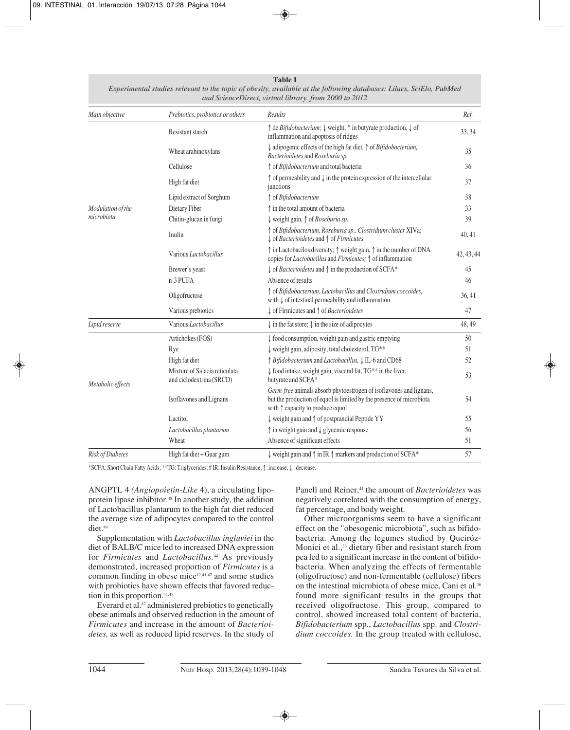**Table I**
*Experimental studies relevant to the topic of obesity, available at the following databases: Lilacs, SciElo, PubMed and ScienceDirect, virtual library, from 2000 to 2012*

| *Main objective* | *Prebiotics, probiotics or others* | *Results* | *Ref.* |
|---|---|---|---|
| *Modulation of the microbiota* | Resistant starch | ↑ de *Bifidobacterium;* ↓ weight, ↑ in butyrate production, ↓ of inflammation and apoptosis of ridges | 33, 34 |
| | Wheat arabinoxylans | ↓ adipogenic effects of the high fat diet, ↑ of *Bifidobacterium, Bacterioidetes* and *Roseburia sp.* | 35 |
| | Cellulose | ↑ of *Bifidobacterium* and total bacteria | 36 |
| | High fat diet | ↑ of permeability and ↓ in the protein expression of the intercellular junctions | 37 |
| | Lipid extract of Sorghum | ↑ of *Bifidobacterium* | 38 |
| | Dietary Fiber | ↑ in the total amount of bacteria | 33 |
| | Chitin-glucan in fungi | ↓ weight gain, ↑ of *Roseburia sp.* | 39 |
| | Inulin | ↑ of *Bifidobacterium, Roseburia sp., Clostridium cluster* XIVa; ↓ of *Bacterioidetes* and ↑ of *Firmicutes* | 40, 41 |
| | Various *Lactobacillus* | ↑ in Lactobacilos diversity; ↑ weight gain, ↑ in the number of DNA copies for *Lactobacillus* and *Firmicutes;* ↑ of inflammation | 42, 43, 44 |
| | Brewer's yeast | ↓ of *Bacterioidetes* and ↑ in the production of SCFA* | 45 |
| | n-3 PUFA | Absence of results | 46 |
| | Oligofructose | ↑ of *Bifidobacterium, Lactobacillus* and *Clostridium coccoides,* with ↓ of intestinal permeability and inflammation | 36, 41 |
| | Various prebiotics | ↓ of Firmicutes and ↑ of *Bacterioidetes* | 47 |
| *Lipid reserve* | Various *Lactobacillus* | ↓ in the fat store; ↓ in the size of adipocytes | 48, 49 |
| *Metabolic effects* | Artichokes (FOS) | ↓ food consumption, weight gain and gastric emptying | 50 |
| | Rye | ↓ weight gain, adiposity, total cholesterol, TG** | 51 |
| | High fat diet | ↑ *Bifidobacterium* and *Lactobacillus,* ↓ IL-6 and CD68 | 52 |
| | Mixture of Salacia reticulata and ciclodextrina (SRCD) | ↓ food intake, weight gain, visceral fat, TG** in the liver, butyrate and SCFA* | 53 |
| | Isoflavones and Lignans | *Germ-free* animals absorb phytoestrogen of isoflavones and lignans, but the production of equol is limited by the presence of microbiota with ↑ capacity to produce equol | 54 |
| | Lactitol | ↓ weight gain and ↑ of postprandial Peptide YY | 55 |
| | *Lactobacillus plantarum* | ↑ in weight gain and ↓ glycemic response | 56 |
| | Wheat | Absence of significant effects | 51 |
| *Risk of Diabetes* | High fat diet + Guar gum | ↓ weight gain and ↑ in IR ↑ markers and production of SCFA* | 57 |

*SCFA: Short Chain Fatty Acids; **TG: Triglycerides; # IR: Insulin Resistance; ↑ :increase; ↓ : decrease.

ANGPTL 4 *(Angiopoietin-Like* 4), a circulating lipoprotein lipase inhibitor.[48] In another study, the addition of Lactobacillus plantarum to the high fat diet reduced the average size of adipocytes compared to the control diet.[49]

Supplementation with *Lactobacillus ingluviei* in the diet of BALB/C mice led to increased DNA expression for *Firmicutes* and *Lactobacillus.*[44] As previously demonstrated, increased proportion of *Firmicutes* is a common finding in obese mice[12,41,47] and some studies with probiotics have shown effects that favored reduction in this proportion.[41,47]

Everard et al.[47] administered prebiotics to genetically obese animals and observed reduction in the amount of *Firmicutes* and increase in the amount of *Bacterioidetes,* as well as reduced lipid reserves. In the study of Panell and Reiner,[41] the amount of *Bacterioidetes* was negatively correlated with the consumption of energy, fat percentage, and body weight.

Other microorganisms seem to have a significant effect on the "obesogenic microbiota", such as bifidobacteria. Among the legumes studied by Queiróz-Monici et al.,[33] dietary fiber and resistant starch from pea led to a significant increase in the content of bifidobacteria. When analyzing the effects of fermentable (oligofructose) and non-fermentable (cellulose) fibers on the intestinal microbiota of obese mice, Cani et al.[36] found more significant results in the groups that received oligofructose. This group, compared to control, showed increased total content of bacteria, *Bifidobacterium* spp., *Lactobacillus* spp. and *Clostridium coccoides.* In the group treated with cellulose,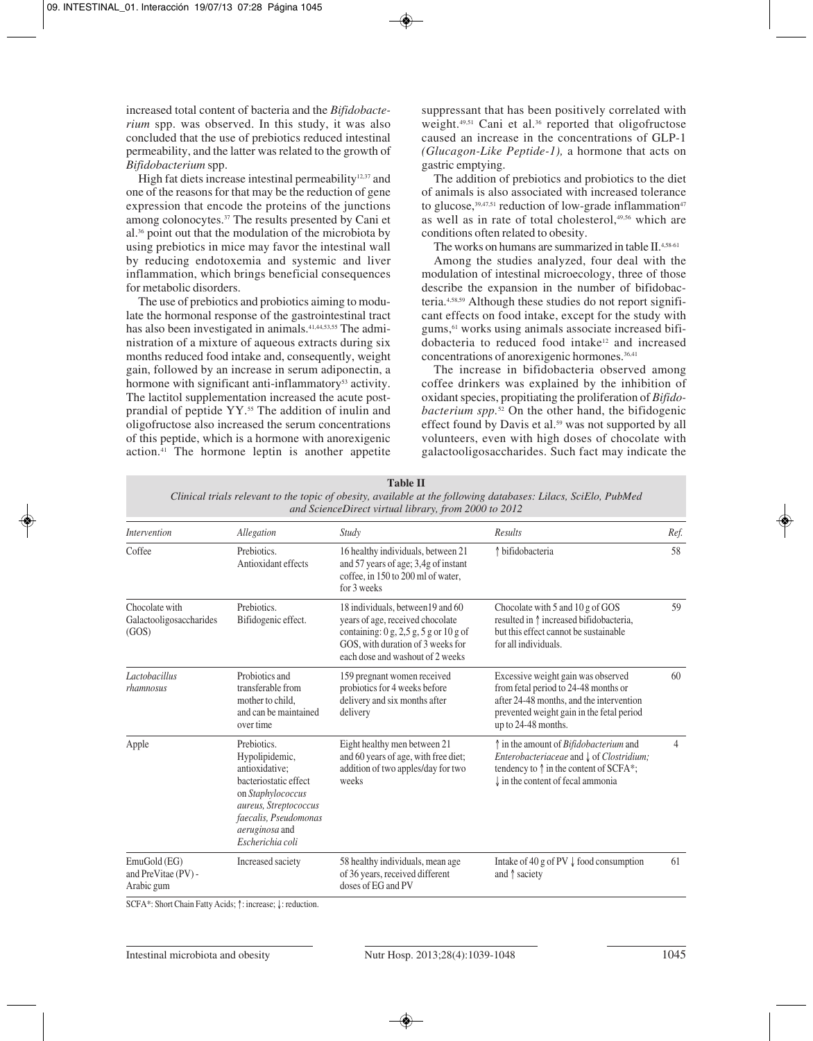increased total content of bacteria and the *Bifidobacterium* spp. was observed. In this study, it was also concluded that the use of prebiotics reduced intestinal permeability, and the latter was related to the growth of *Bifidobacterium* spp.

High fat diets increase intestinal permeability[12,37] and one of the reasons for that may be the reduction of gene expression that encode the proteins of the junctions among colonocytes.[37] The results presented by Cani et al.[36] point out that the modulation of the microbiota by using prebiotics in mice may favor the intestinal wall by reducing endotoxemia and systemic and liver inflammation, which brings beneficial consequences for metabolic disorders.

The use of prebiotics and probiotics aiming to modulate the hormonal response of the gastrointestinal tract has also been investigated in animals.[41,44,53,55] The administration of a mixture of aqueous extracts during six months reduced food intake and, consequently, weight gain, followed by an increase in serum adiponectin, a hormone with significant anti-inflammatory[53] activity. The lactitol supplementation increased the acute postprandial of peptide YY.[55] The addition of inulin and oligofructose also increased the serum concentrations of this peptide, which is a hormone with anorexigenic action.[41] The hormone leptin is another appetite suppressant that has been positively correlated with weight.[49,51] Cani et al.[36] reported that oligofructose caused an increase in the concentrations of GLP-1 *(Glucagon-Like Peptide-1),* a hormone that acts on gastric emptying.

The addition of prebiotics and probiotics to the diet of animals is also associated with increased tolerance to glucose,[39,47,51] reduction of low-grade inflammation[47] as well as in rate of total cholesterol,[49,56] which are conditions often related to obesity.

The works on humans are summarized in table II.[4,58-61]

Among the studies analyzed, four deal with the modulation of intestinal microecology, three of those describe the expansion in the number of bifidobacteria.[4,58,59] Although these studies do not report significant effects on food intake, except for the study with gums,[61] works using animals associate increased bifidobacteria to reduced food intake[12] and increased concentrations of anorexigenic hormones.[36,41]

The increase in bifidobacteria observed among coffee drinkers was explained by the inhibition of oxidant species, propitiating the proliferation of *Bifidobacterium spp.*[52] On the other hand, the bifidogenic effect found by Davis et al.[59] was not supported by all volunteers, even with high doses of chocolate with galactooligosaccharides. Such fact may indicate the

**Table II**
*Clinical trials relevant to the topic of obesity, available at the following databases: Lilacs, SciElo, PubMed and ScienceDirect virtual library, from 2000 to 2012*

| *Intervention* | *Allegation* | *Study* | *Results* | *Ref.* |
|---|---|---|---|---|
| Coffee | Prebiotics. Antioxidant effects | 16 healthy individuals, between 21 and 57 years of age; 3,4g of instant coffee, in 150 to 200 ml of water, for 3 weeks | ↑ bifidobacteria | 58 |
| Chocolate with Galactooligosaccharides (GOS) | Prebiotics. Bifidogenic effect. | 18 individuals, between19 and 60 years of age, received chocolate containing: 0 g, 2,5 g, 5 g or 10 g of GOS, with duration of 3 weeks for each dose and washout of 2 weeks | Chocolate with 5 and 10 g of GOS resulted in ↑ increased bifidobacteria, but this effect cannot be sustainable for all individuals. | 59 |
| *Lactobacillus rhamnosus* | Probiotics and transferable from mother to child, and can be maintained over time | 159 pregnant women received probiotics for 4 weeks before delivery and six months after delivery | Excessive weight gain was observed from fetal period to 24-48 months or after 24-48 months, and the intervention prevented weight gain in the fetal period up to 24-48 months. | 60 |
| Apple | Prebiotics. Hypolipidemic, antioxidative; bacteriostatic effect on *Staphylococcus aureus, Streptococcus faecalis, Pseudomonas aeruginosa* and *Escherichia coli* | Eight healthy men between 21 and 60 years of age, with free diet; addition of two apples/day for two weeks | ↑ in the amount of *Bifidobacterium* and *Enterobacteriaceae* and ↓ of *Clostridium;* tendency to ↑ in the content of SCFA*; ↓ in the content of fecal ammonia | 4 |
| EmuGold (EG) and PreVitae (PV) - Arabic gum | Increased saciety | 58 healthy individuals, mean age of 36 years, received different doses of EG and PV | Intake of 40 g of PV ↓ food consumption and ↑ saciety | 61 |

SCFA*: Short Chain Fatty Acids; ↑: increase; ↓: reduction.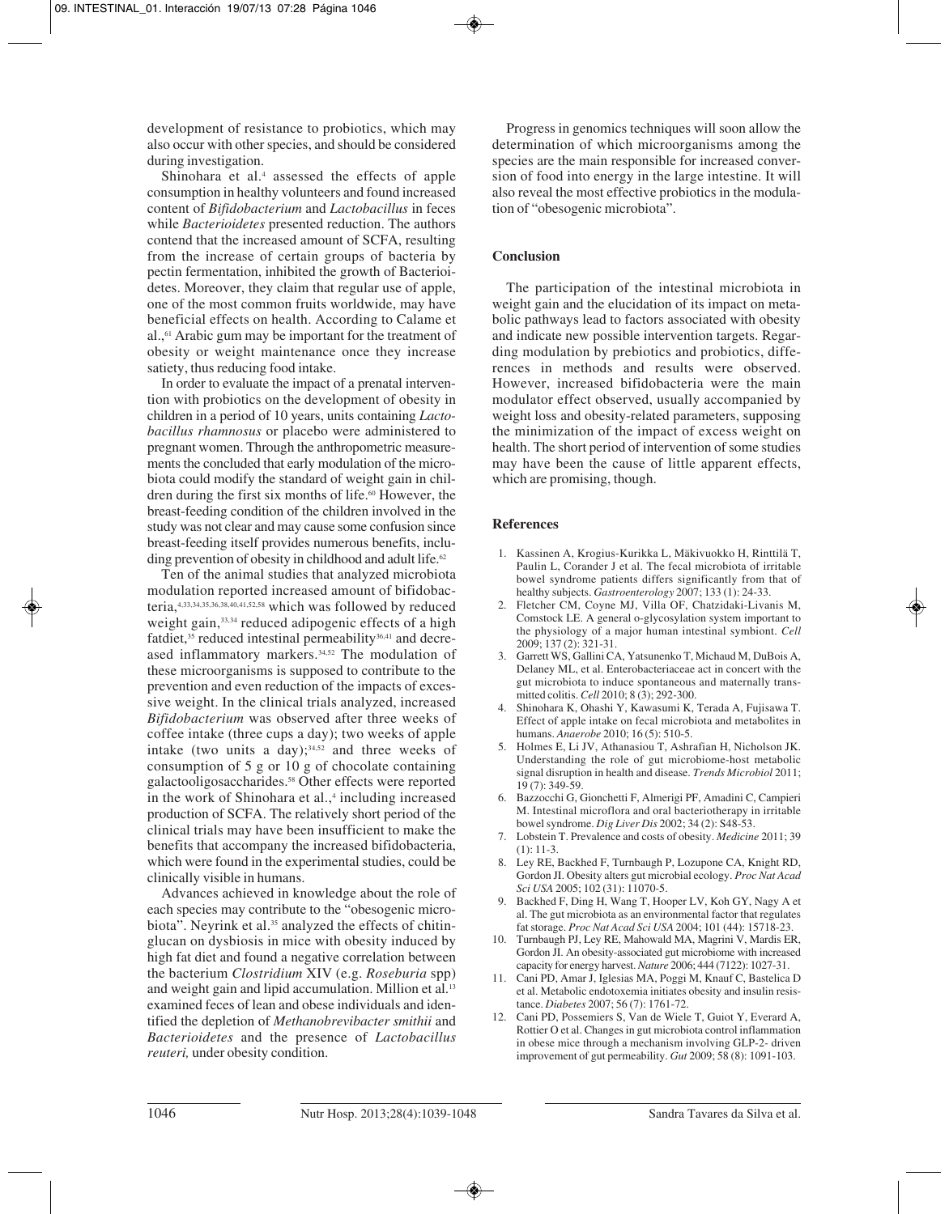development of resistance to probiotics, which may also occur with other species, and should be considered during investigation.

Shinohara et al.[4] assessed the effects of apple consumption in healthy volunteers and found increased content of *Bifidobacterium* and *Lactobacillus* in feces while *Bacterioidetes* presented reduction. The authors contend that the increased amount of SCFA, resulting from the increase of certain groups of bacteria by pectin fermentation, inhibited the growth of Bacterioidetes. Moreover, they claim that regular use of apple, one of the most common fruits worldwide, may have beneficial effects on health. According to Calame et al.,[61] Arabic gum may be important for the treatment of obesity or weight maintenance once they increase satiety, thus reducing food intake.

In order to evaluate the impact of a prenatal intervention with probiotics on the development of obesity in children in a period of 10 years, units containing *Lactobacillus rhamnosus* or placebo were administered to pregnant women. Through the anthropometric measurements the concluded that early modulation of the microbiota could modify the standard of weight gain in children during the first six months of life.[60] However, the breast-feeding condition of the children involved in the study was not clear and may cause some confusion since breast-feeding itself provides numerous benefits, including prevention of obesity in childhood and adult life.[62]

Ten of the animal studies that analyzed microbiota modulation reported increased amount of bifidobacteria,[4,33,34,35,36,38,40,41,52,58] which was followed by reduced weight gain,[33,34] reduced adipogenic effects of a high fatdiet,[35] reduced intestinal permeability[36,41] and decreased inflammatory markers.[34,52] The modulation of these microorganisms is supposed to contribute to the prevention and even reduction of the impacts of excessive weight. In the clinical trials analyzed, increased *Bifidobacterium* was observed after three weeks of coffee intake (three cups a day); two weeks of apple intake (two units a day);[34,52] and three weeks of consumption of 5 g or 10 g of chocolate containing galactooligosaccharides.[58] Other effects were reported in the work of Shinohara et al.,[4] including increased production of SCFA. The relatively short period of the clinical trials may have been insufficient to make the benefits that accompany the increased bifidobacteria, which were found in the experimental studies, could be clinically visible in humans.

Advances achieved in knowledge about the role of each species may contribute to the "obesogenic microbiota". Neyrink et al.[35] analyzed the effects of chitin-glucan on dysbiosis in mice with obesity induced by high fat diet and found a negative correlation between the bacterium *Clostridium* XIV (e.g. *Roseburia* spp) and weight gain and lipid accumulation. Million et al.[13] examined feces of lean and obese individuals and identified the depletion of *Methanobrevibacter smithii* and *Bacterioidetes* and the presence of *Lactobacillus reuteri,* under obesity condition.

Progress in genomics techniques will soon allow the determination of which microorganisms among the species are the main responsible for increased conversion of food into energy in the large intestine. It will also reveal the most effective probiotics in the modulation of "obesogenic microbiota".

## Conclusion

The participation of the intestinal microbiota in weight gain and the elucidation of its impact on metabolic pathways lead to factors associated with obesity and indicate new possible intervention targets. Regarding modulation by prebiotics and probiotics, differences in methods and results were observed. However, increased bifidobacteria were the main modulator effect observed, usually accompanied by weight loss and obesity-related parameters, supposing the minimization of the impact of excess weight on health. The short period of intervention of some studies may have been the cause of little apparent effects, which are promising, though.

## References

1. Kassinen A, Krogius-Kurikka L, Mäkivuokko H, Rinttilä T, Paulin L, Corander J et al. The fecal microbiota of irritable bowel syndrome patients differs significantly from that of healthy subjects. *Gastroenterology* 2007; 133 (1): 24-33.
2. Fletcher CM, Coyne MJ, Villa OF, Chatzidaki-Livanis M, Comstock LE. A general o-glycosylation system important to the physiology of a major human intestinal symbiont. *Cell* 2009; 137 (2): 321-31.
3. Garrett WS, Gallini CA, Yatsunenko T, Michaud M, DuBois A, Delaney ML, et al. Enterobacteriaceae act in concert with the gut microbiota to induce spontaneous and maternally transmitted colitis. *Cell* 2010; 8 (3); 292-300.
4. Shinohara K, Ohashi Y, Kawasumi K, Terada A, Fujisawa T. Effect of apple intake on fecal microbiota and metabolites in humans. *Anaerobe* 2010; 16 (5): 510-5.
5. Holmes E, Li JV, Athanasiou T, Ashrafian H, Nicholson JK. Understanding the role of gut microbiome-host metabolic signal disruption in health and disease. *Trends Microbiol* 2011; 19 (7): 349-59.
6. Bazzocchi G, Gionchetti F, Almerigi PF, Amadini C, Campieri M. Intestinal microflora and oral bacteriotherapy in irritable bowel syndrome. *Dig Liver Dis* 2002; 34 (2): S48-53.
7. Lobstein T. Prevalence and costs of obesity. *Medicine* 2011; 39 (1): 11-3.
8. Ley RE, Backhed F, Turnbaugh P, Lozupone CA, Knight RD, Gordon JI. Obesity alters gut microbial ecology. *Proc Nat Acad Sci USA* 2005; 102 (31): 11070-5.
9. Backhed F, Ding H, Wang T, Hooper LV, Koh GY, Nagy A et al. The gut microbiota as an environmental factor that regulates fat storage. *Proc Nat Acad Sci USA* 2004; 101 (44): 15718-23.
10. Turnbaugh PJ, Ley RE, Mahowald MA, Magrini V, Mardis ER, Gordon JI. An obesity-associated gut microbiome with increased capacity for energy harvest. *Nature* 2006; 444 (7122): 1027-31.
11. Cani PD, Amar J, Iglesias MA, Poggi M, Knauf C, Bastelica D et al. Metabolic endotoxemia initiates obesity and insulin resistance. *Diabetes* 2007; 56 (7): 1761-72.
12. Cani PD, Possemiers S, Van de Wiele T, Guiot Y, Everard A, Rottier O et al. Changes in gut microbiota control inflammation in obese mice through a mechanism involving GLP-2- driven improvement of gut permeability. *Gut* 2009; 58 (8): 1091-103.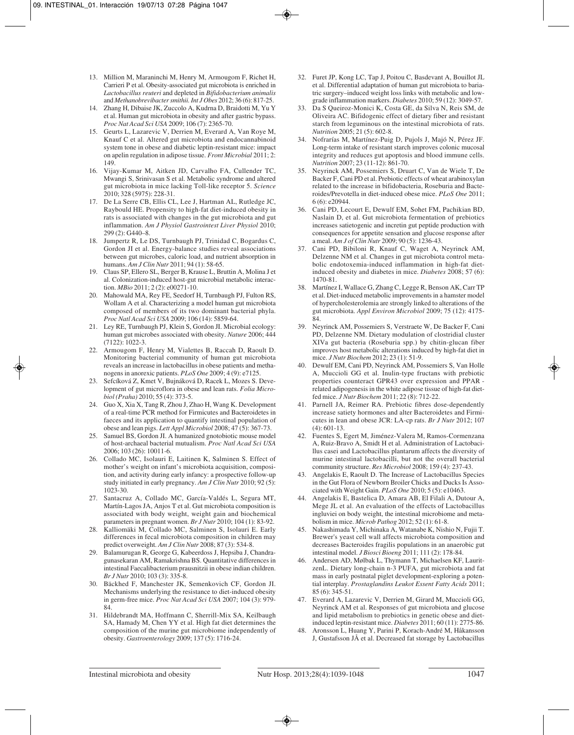13. Million M, Maraninchi M, Henry M, Armougom F, Richet H, Carrieri P et al. Obesity-associated gut microbiota is enriched in *Lactobacillus reuteri* and depleted in *Bifidobacterium animalis* and *Methanobrevibacter smithii*. *Int J Obes* 2012; 36 (6): 817-25.
14. Zhang H, Dibaise JK, Zuccolo A, Kudrna D, Braidotti M, Yu Y et al. Human gut microbiota in obesity and after gastric bypass. *Proc Nat Acad Sci USA* 2009; 106 (7): 2365-70.
15. Geurts L, Lazarevic V, Derrien M, Everard A, Van Roye M, Knauf C et al. Altered gut microbiota and endocannabinoid system tone in obese and diabetic leptin-resistant mice: impact on apelin regulation in adipose tissue. *Front Microbial* 2011; 2: 149.
16. Vijay-Kumar M, Aitken JD, Carvalho FA, Cullender TC, Mwangi S, Srinivasan S et al. Metabolic syndrome and altered gut microbiota in mice lacking Toll-like receptor 5. *Science* 2010; 328 (5975): 228-31.
17. De La Serre CB, Ellis CL, Lee J, Hartman AL, Rutledge JC, Raybould HE. Propensity to high-fat diet-induced obesity in rats is associated with changes in the gut microbiota and gut inflammation. *Am J Physiol Gastrointest Liver Physiol* 2010; 299 (2): G440–8.
18. Jumpertz R, Le DS, Turnbaugh PJ, Trinidad C, Bogardus C, Gordon JI et al. Energy-balance studies reveal associations between gut microbes, caloric load, and nutrient absorption in humans. *Am J Clin Nutr* 2011; 94 (1): 58-65.
19. Claus SP, Ellero SL, Berger B, Krause L, Bruttin A, Molina J et al. Colonization-induced host-gut microbial metabolic interaction. *MBio* 2011; 2 (2): e00271-10.
20. Mahowald MA, Rey FE, Seedorf H, Turnbaugh PJ, Fulton RS, Wollam A et al. Characterizing a model human gut microbiota composed of members of its two dominant bacterial phyla. *Proc Natl Acad Sci USA* 2009; 106 (14): 5859-64.
21. Ley RE, Turnbaugh PJ, Klein S, Gordon JI. Microbial ecology: human gut microbes associated with obesity. *Nature* 2006; 444 (7122): 1022-3.
22. Armougom F, Henry M, Vialettes B, Raccah D, Raoult D. Monitoring bacterial community of human gut microbiota reveals an increase in lactobacillus in obese patients and methanogens in anorexic patients. *PLoS One* 2009; 4 (9): e7125.
23. Sefcíková Z, Kmet V, Bujnáková D, Racek L, Mozes S. Development of gut microflora in obese and lean rats. *Folia Microbiol (Praha)* 2010; 55 (4): 373-5.
24. Guo X, Xia X, Tang R, Zhou J, Zhao H, Wang K. Development of a real-time PCR method for Firmicutes and Bacteroidetes in faeces and its application to quantify intestinal population of obese and lean pigs. *Lett Appl Microbiol* 2008; 47 (5): 367-73.
25. Samuel BS, Gordon JI. A humanized gnotobiotic mouse model of host-archaeal bacterial mutualism. *Proc Natl Acad Sci USA* 2006; 103 (26): 10011-6.
26. Collado MC, Isolauri E, Laitinen K, Salminen S. Effect of mother's weight on infant's microbiota acquisition, composition, and activity during early infancy: a prospective follow-up study initiated in early pregnancy. *Am J Clin Nutr* 2010; 92 (5): 1023-30.
27. Santacruz A, Collado MC, García-Valdés L, Segura MT, Martín-Lagos JA, Anjos T et al. Gut microbiota composition is associated with body weight, weight gain and biochemical parameters in pregnant women. *Br J Nutr* 2010; 104 (1): 83-92.
28. Kalliomäki M, Collado MC, Salminen S, Isolauri E. Early differences in fecal microbiota composition in children may predict overweight. *Am J Clin Nutr* 2008; 87 (3): 534-8.
29. Balamurugan R, George G, Kabeerdoss J, Hepsiba J, Chandragunasekaran AM, Ramakrishna BS. Quantitative differences in intestinal Faecalibacterium prausnitzii in obese indian children. *Br J Nutr* 2010; 103 (3): 335-8.
30. Bäckhed F, Manchester JK, Semenkovich CF, Gordon JI. Mechanisms underlying the resistance to diet-induced obesity in germ-free mice. *Proc Nat Acad Sci USA* 2007; 104 (3): 979-84.
31. Hildebrandt MA, Hoffmann C, Sherrill-Mix SA, Keilbaugh SA, Hamady M, Chen YY et al. High fat diet determines the composition of the murine gut microbiome independently of obesity. *Gastroenterology* 2009; 137 (5): 1716-24.
32. Furet JP, Kong LC, Tap J, Poitou C, Basdevant A, Bouillot JL et al. Differential adaptation of human gut microbiota to bariatric surgery–induced weight loss links with metabolic and low-grade inflammation markers. *Diabetes* 2010; 59 (12): 3049-57.
33. Da S Queiroz-Monici K, Costa GE, da Silva N, Reis SM, de Oliveira AC. Bifidogenic effect of dietary fiber and resistant starch from leguminous on the intestinal microbiota of rats. *Nutrition* 2005; 21 (5): 602-8.
34. Nofrarías M, Martínez-Puig D, Pujols J, Majó N, Pérez JF. Long-term intake of resistant starch improves colonic mucosal integrity and reduces gut apoptosis and blood immune cells. *Nutrition* 2007; 23 (11-12): 861-70.
35. Neyrinck AM, Possemiers S, Druart C, Van de Wiele T, De Backer F, Cani PD et al. Prebiotic effects of wheat arabinoxylan related to the increase in bifidobacteria, Roseburia and Bacteroides/Prevotella in diet-induced obese mice. *PLoS One* 2011; 6 (6): e20944.
36. Cani PD, Lecourt E, Dewulf EM, Sohet FM, Pachikian BD, Naslain D, et al. Gut microbiota fermentation of prebiotics increases satietogenic and incretin gut peptide production with consequences for appetite sensation and glucose response after a meal. *Am J of Clin Nutr* 2009; 90 (5): 1236-43.
37. Cani PD, Bibiloni R, Knauf C, Waget A, Neyrinck AM, Delzenne NM et al. Changes in gut microbiota control metabolic endotoxemia-induced inflammation in high-fat diet-induced obesity and diabetes in mice. *Diabetes* 2008; 57 (6): 1470-81.
38. Martínez I, Wallace G, Zhang C, Legge R, Benson AK, Carr TP et al. Diet-induced metabolic improvements in a hamster model of hypercholesterolemia are strongly linked to alterations of the gut microbiota. *Appl Environ Microbiol* 2009; 75 (12): 4175-84.
39. Neyrinck AM, Possemiers S, Verstraete W, De Backer F, Cani PD, Delzenne NM. Dietary modulation of clostridial cluster XIVa gut bacteria (Roseburia spp.) by chitin-glucan fiber improves host metabolic alterations induced by high-fat diet in mice. *J Nutr Biochem* 2012; 23 (1): 51-9.
40. Dewulf EM, Cani PD, Neyrinck AM, Possemiers S, Van Holle A, Muccioli GG et al. Inulin-type fructans with prebiotic properties counteract GPR43 over expression and PPAR -related adipogenesis in the white adipose tissue of high-fat diet-fed mice. *J Nutr Biochem* 2011; 22 (8): 712-22.
41. Parnell JA, Reimer RA. Prebiotic fibres dose-dependently increase satiety hormones and alter Bacteroidetes and Firmicutes in lean and obese JCR: LA-cp rats. *Br J Nutr* 2012; 107 (4): 601-13.
42. Fuentes S, Egert M, Jiménez-Valera M, Ramos-Cormenzana A, Ruiz-Bravo A, Smidt H et al. Administration of Lactobacillus casei and Lactobacillus plantarum affects the diversity of murine intestinal lactobacilli, but not the overall bacterial community structure. *Res Microbiol* 2008; 159 (4): 237-43.
43. Angelakis E, Raoult D. The Increase of Lactobacillus Species in the Gut Flora of Newborn Broiler Chicks and Ducks Is Associated with Weight Gain. *PLoS One* 2010; 5 (5): e10463.
44. Angelakis E, Bastelica D, Amara AB, El Filali A, Dutour A, Mege JL et al. An evaluation of the effects of Lactobacillus ingluviei on body weight, the intestinal microbiome and metabolism in mice. *Microb Pathog* 2012; 52 (1): 61-8.
45. Nakashimada Y, Michinaka A, Watanabe K, Nishio N, Fujii T. Brewer's yeast cell wall affects microbiota composition and decreases Bacteroides fragilis populations in an anaerobic gut intestinal model. *J Biosci Bioeng* 2011; 111 (2): 178-84.
46. Andersen AD, Mølbak L, Thymann T, Michaelsen KF, LauritzenL. Dietary long-chain n-3 PUFA, gut microbiota and fat mass in early postnatal piglet development-exploring a potential interplay. *Prostaglandins Leukot Essent Fatty Acids* 2011; 85 (6): 345-51.
47. Everard A, Lazarevic V, Derrien M, Girard M, Muccioli GG, Neyrinck AM et al. Responses of gut microbiota and glucose and lipid metabolism to prebiotics in genetic obese and diet-induced leptin-resistant mice. *Diabetes* 2011; 60 (11): 2775-86.
48. Aronsson L, Huang Y, Parini P, Korach-André M, Håkansson J, Gustafsson JÅ et al. Decreased fat storage by Lactobacillus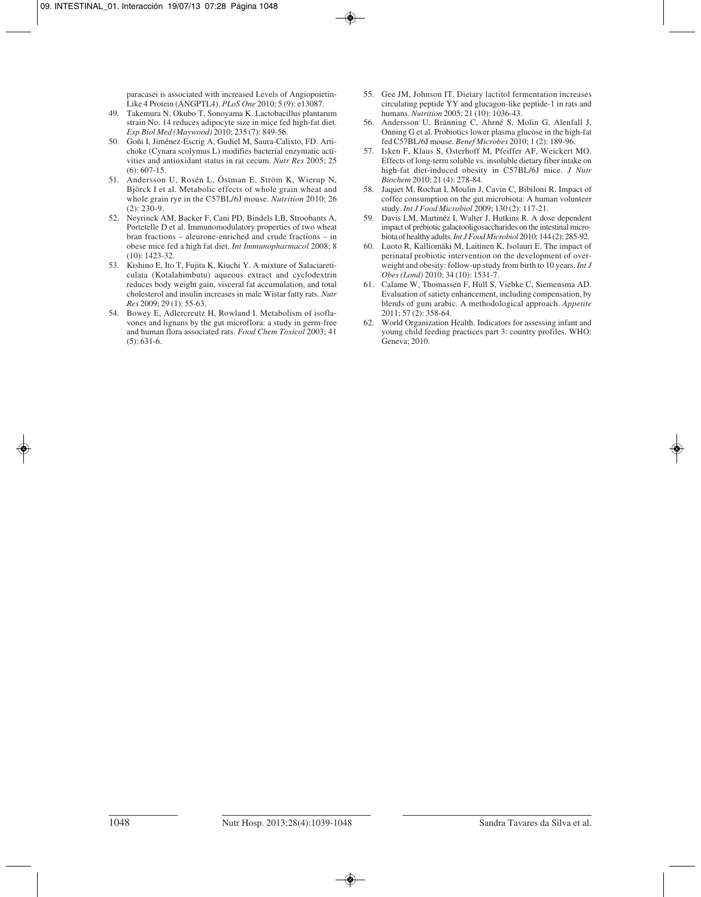paracasei is associated with increased Levels of Angiopoietin-Like 4 Protein (ANGPTL4). *PLoS One* 2010; 5 (9): e13087.

49. Takemura N, Okubo T, Sonoyama K. Lactobacillus plantarum strain No. 14 reduces adipocyte size in mice fed high-fat diet. *Exp Biol Med (Maywood)* 2010; 235 (7): 849-56.
50. Goñi I, Jiménez-Escrig A, Gudiel M, Saura-Calixto, FD. Artichoke (Cynara scolymus L) modifies bacterial enzymatic activities and antioxidant status in rat cecum. *Nutr Res* 2005; 25 (6): 607-15.
51. Andersson U, Rosén L, Östman E, Ström K, Wierup N, Björck I et al. Metabolic effects of whole grain wheat and whole grain rye in the C57BL/6J mouse. *Nutrition* 2010; 26 (2): 230-9.
52. Neyrinck AM, Backer F, Cani PD, Bindels LB, Stroobants A, Portetelle D et al. Immunomodulatory properties of two wheat bran fractions – aleurone-enriched and crude fractions – in obese mice fed a high fat diet. *Int Immunopharmacol* 2008; 8 (10): 1423-32.
53. Kishino E, Ito T, Fujita K, Kiuchi Y. A mixture of Salaciareticulata (Kotalahimbutu) aqueous extract and cyclodextrin reduces body weight gain, visceral fat accumulation, and total cholesterol and insulin increases in male Wistar fatty rats. *Nutr Res* 2009; 29 (1): 55-63.
54. Bowey E, Adlercreutz H, Rowland I. Metabolism of isoflavones and lignans by the gut microflora: a study in germ-free and human flora associated rats. *Food Chem Toxicol* 2003; 41 (5); 631-6.
55. Gee JM, Johnson IT. Dietary lactitol fermentation increases circulating peptide YY and glucagon-like peptide-1 in rats and humans. *Nutrition* 2005; 21 (10): 1036-43.
56. Andersson U, Bränning C, Ahrné S, Molin G, Alenfall J, Onning G et al. Probiotics lower plasma glucose in the high-fat fed C57BL/6J mouse. *Benef Microbes* 2010; 1 (2): 189-96.
57. Isken F, Klaus S, Osterhoff M, Pfeiffer AF, Weickert MO. Effects of long-term soluble vs. insoluble dietary fiber intake on high-fat diet-induced obesity in C57BL/6J mice. *J Nutr Biochem* 2010; 21 (4): 278-84.
58. Jaquet M, Rochat I, Moulin J, Cavin C, Bibiloni R. Impact of coffee consumption on the gut microbiota: A human volunteer study. *Int J Food Microbiol* 2009; 130 (2): 117-21.
59. Davis LM, Martinéz I, Walter J, Hutkins R. A dose dependent impact of prebiotic galactooligosaccharides on the intestinal microbiota of healthy adults. *Int J Food Microbiol* 2010; 144 (2): 285-92.
60. Luoto R, Kalliomäki M, Laitinen K, Isolauri E. The impact of perinatal probiotic intervention on the development of overweight and obesity: follow-up study from birth to 10 years. *Int J Obes (Lond)* 2010; 34 (10): 1531-7.
61. Calame W, Thomassen F, Hull S, Viebke C, Siemensma AD. Evaluation of satiety enhancement, including compensation, by blends of gum arabic. A methodological approach. *Appetite* 2011; 57 (2): 358-64.
62. World Organization Health. Indicators for assessing infant and young child feeding practices part 3: country profiles. WHO: Geneva; 2010.